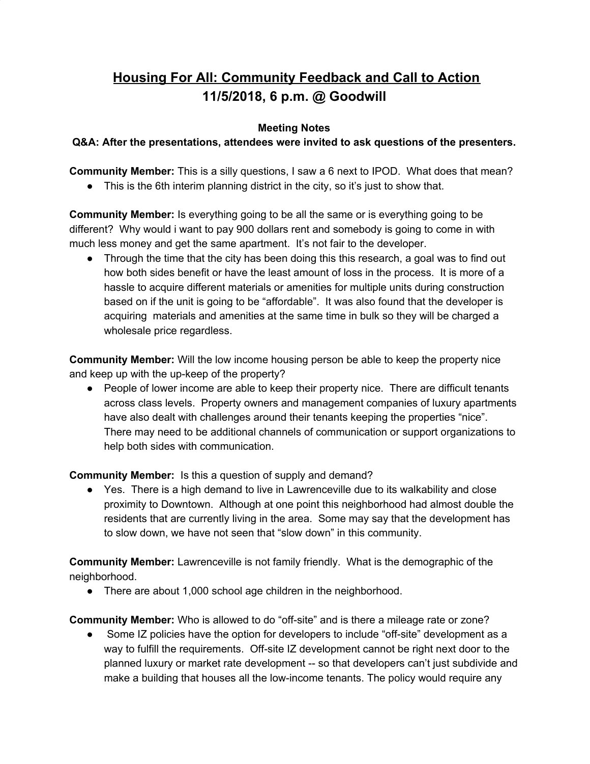# Housing For All: Community Feedback and Call to Action

## 11/5/2018, 6 p.m. @ Goodwill

**Meeting Notes**

**Q&A: After the presentations, attendees were invited to ask questions of the presenters.**

**Community Member:** This is a silly questions, I saw a 6 next to IPOD. What does that mean?

- This is the 6th interim planning district in the city, so it's just to show that.

**Community Member:** Is everything going to be all the same or is everything going to be different? Why would i want to pay 900 dollars rent and somebody is going to come in with much less money and get the same apartment. It's not fair to the developer.

- Through the time that the city has been doing this this research, a goal was to find out how both sides benefit or have the least amount of loss in the process. It is more of a hassle to acquire different materials or amenities for multiple units during construction based on if the unit is going to be "affordable". It was also found that the developer is acquiring materials and amenities at the same time in bulk so they will be charged a wholesale price regardless.

**Community Member:** Will the low income housing person be able to keep the property nice and keep up with the up-keep of the property?

- People of lower income are able to keep their property nice. There are difficult tenants across class levels. Property owners and management companies of luxury apartments have also dealt with challenges around their tenants keeping the properties "nice". There may need to be additional channels of communication or support organizations to help both sides with communication.

**Community Member:** Is this a question of supply and demand?

- Yes. There is a high demand to live in Lawrenceville due to its walkability and close proximity to Downtown. Although at one point this neighborhood had almost double the residents that are currently living in the area. Some may say that the development has to slow down, we have not seen that "slow down" in this community.

**Community Member:** Lawrenceville is not family friendly. What is the demographic of the neighborhood.

- There are about 1,000 school age children in the neighborhood.

**Community Member:** Who is allowed to do "off-site" and is there a mileage rate or zone?

- Some IZ policies have the option for developers to include "off-site" development as a way to fulfill the requirements. Off-site IZ development cannot be right next door to the planned luxury or market rate development -- so that developers can't just subdivide and make a building that houses all the low-income tenants. The policy would require any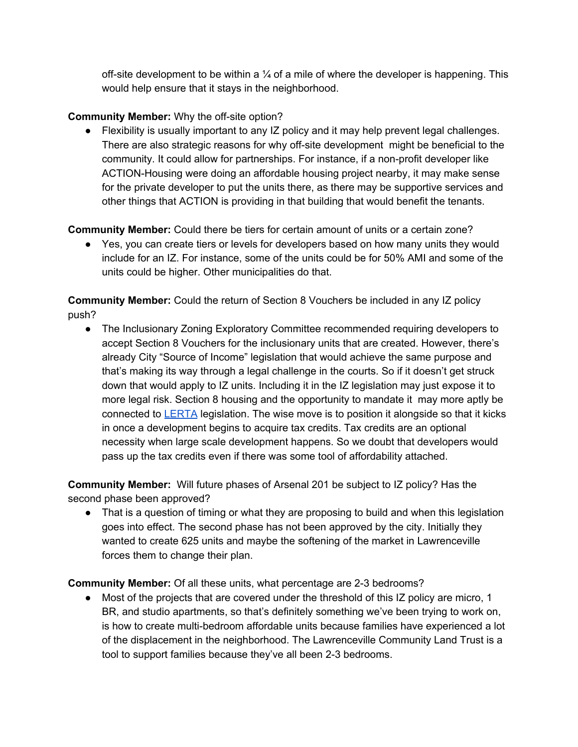off-site development to be within a ¼ of a mile of where the developer is happening. This would help ensure that it stays in the neighborhood.

**Community Member:** Why the off-site option?

- Flexibility is usually important to any IZ policy and it may help prevent legal challenges. There are also strategic reasons for why off-site development might be beneficial to the community. It could allow for partnerships. For instance, if a non-profit developer like ACTION-Housing were doing an affordable housing project nearby, it may make sense for the private developer to put the units there, as there may be supportive services and other things that ACTION is providing in that building that would benefit the tenants.

**Community Member:** Could there be tiers for certain amount of units or a certain zone?

- Yes, you can create tiers or levels for developers based on how many units they would include for an IZ. For instance, some of the units could be for 50% AMI and some of the units could be higher. Other municipalities do that.

**Community Member:** Could the return of Section 8 Vouchers be included in any IZ policy push?

- The Inclusionary Zoning Exploratory Committee recommended requiring developers to accept Section 8 Vouchers for the inclusionary units that are created. However, there's already City "Source of Income" legislation that would achieve the same purpose and that's making its way through a legal challenge in the courts. So if it doesn't get struck down that would apply to IZ units. Including it in the IZ legislation may just expose it to more legal risk. Section 8 housing and the opportunity to mandate it may more aptly be connected to LERTA legislation. The wise move is to position it alongside so that it kicks in once a development begins to acquire tax credits. Tax credits are an optional necessity when large scale development happens. So we doubt that developers would pass up the tax credits even if there was some tool of affordability attached.

**Community Member:** Will future phases of Arsenal 201 be subject to IZ policy? Has the second phase been approved?

- That is a question of timing or what they are proposing to build and when this legislation goes into effect. The second phase has not been approved by the city. Initially they wanted to create 625 units and maybe the softening of the market in Lawrenceville forces them to change their plan.

**Community Member:** Of all these units, what percentage are 2-3 bedrooms?

- Most of the projects that are covered under the threshold of this IZ policy are micro, 1 BR, and studio apartments, so that's definitely something we've been trying to work on, is how to create multi-bedroom affordable units because families have experienced a lot of the displacement in the neighborhood. The Lawrenceville Community Land Trust is a tool to support families because they've all been 2-3 bedrooms.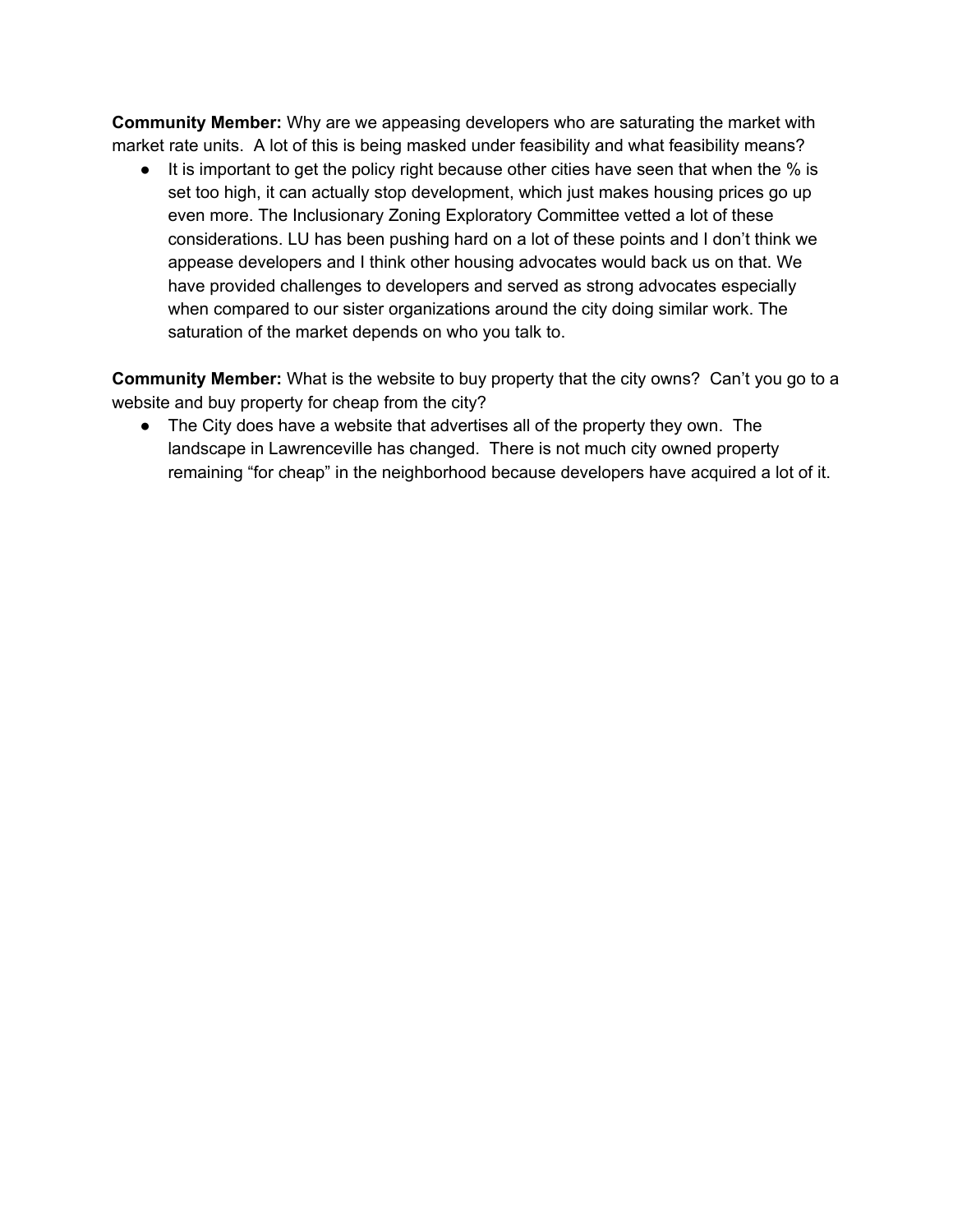**Community Member:** Why are we appeasing developers who are saturating the market with market rate units.  A lot of this is being masked under feasibility and what feasibility means?

- It is important to get the policy right because other cities have seen that when the % is set too high, it can actually stop development, which just makes housing prices go up even more. The Inclusionary Zoning Exploratory Committee vetted a lot of these considerations. LU has been pushing hard on a lot of these points and I don't think we appease developers and I think other housing advocates would back us on that. We have provided challenges to developers and served as strong advocates especially when compared to our sister organizations around the city doing similar work. The saturation of the market depends on who you talk to.

**Community Member:** What is the website to buy property that the city owns?  Can't you go to a website and buy property for cheap from the city?

- The City does have a website that advertises all of the property they own.  The landscape in Lawrenceville has changed.  There is not much city owned property remaining "for cheap" in the neighborhood because developers have acquired a lot of it.